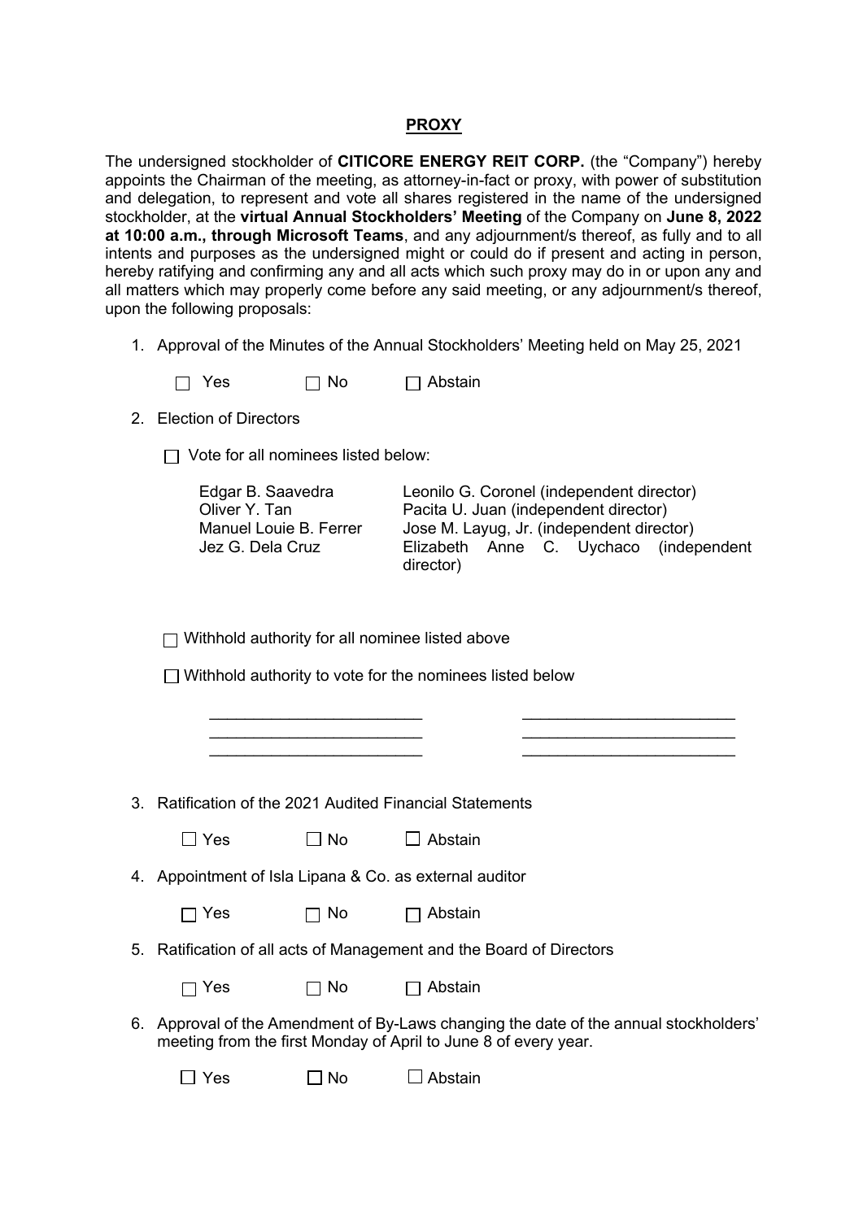**PROXY**

The undersigned stockholder of **CITICORE ENERGY REIT CORP.** (the "Company") hereby appoints the Chairman of the meeting, as attorney-in-fact or proxy, with power of substitution and delegation, to represent and vote all shares registered in the name of the undersigned stockholder, at the **virtual Annual Stockholders' Meeting** of the Company on **June 8, 2022 at 10:00 a.m., through Microsoft Teams**, and any adjournment/s thereof, as fully and to all intents and purposes as the undersigned might or could do if present and acting in person, hereby ratifying and confirming any and all acts which such proxy may do in or upon any and all matters which may properly come before any said meeting, or any adjournment/s thereof, upon the following proposals:

1. Approval of the Minutes of the Annual Stockholders' Meeting held on May 25, 2021

   ☐ Yes ☐ No ☐ Abstain

2. Election of Directors

   ☐ Vote for all nominees listed below:

   | | |
   |---|---|
   | Edgar B. Saavedra | Leonilo G. Coronel (independent director) |
   | Oliver Y. Tan | Pacita U. Juan (independent director) |
   | Manuel Louie B. Ferrer | Jose M. Layug, Jr. (independent director) |
   | Jez G. Dela Cruz | Elizabeth Anne C. Uychaco (independent director) |

   ☐ Withhold authority for all nominee listed above

   ☐ Withhold authority to vote for the nominees listed below

   ________________________ ________________________
   ________________________ ________________________
   ________________________ ________________________

3. Ratification of the 2021 Audited Financial Statements

   ☐ Yes ☐ No ☐ Abstain

4. Appointment of Isla Lipana & Co. as external auditor

   ☐ Yes ☐ No ☐ Abstain

5. Ratification of all acts of Management and the Board of Directors

   ☐ Yes ☐ No ☐ Abstain

6. Approval of the Amendment of By-Laws changing the date of the annual stockholders' meeting from the first Monday of April to June 8 of every year.

   ☐ Yes ☐ No ☐ Abstain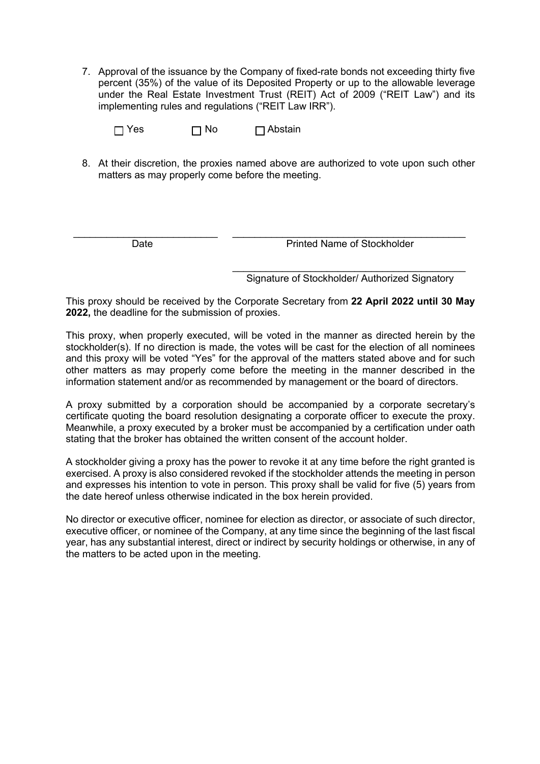7. Approval of the issuance by the Company of fixed-rate bonds not exceeding thirty five percent (35%) of the value of its Deposited Property or up to the allowable leverage under the Real Estate Investment Trust (REIT) Act of 2009 ("REIT Law") and its implementing rules and regulations ("REIT Law IRR").

   ☐ Yes ☐ No ☐ Abstain

8. At their discretion, the proxies named above are authorized to vote upon such other matters as may properly come before the meeting.

| | |
|---|---|
| _______________________ | _______________________________________ |
| Date | Printed Name of Stockholder |
| | _______________________________________ |
| | Signature of Stockholder/ Authorized Signatory |

This proxy should be received by the Corporate Secretary from **22 April 2022 until 30 May 2022,** the deadline for the submission of proxies.

This proxy, when properly executed, will be voted in the manner as directed herein by the stockholder(s). If no direction is made, the votes will be cast for the election of all nominees and this proxy will be voted "Yes" for the approval of the matters stated above and for such other matters as may properly come before the meeting in the manner described in the information statement and/or as recommended by management or the board of directors.

A proxy submitted by a corporation should be accompanied by a corporate secretary's certificate quoting the board resolution designating a corporate officer to execute the proxy. Meanwhile, a proxy executed by a broker must be accompanied by a certification under oath stating that the broker has obtained the written consent of the account holder.

A stockholder giving a proxy has the power to revoke it at any time before the right granted is exercised. A proxy is also considered revoked if the stockholder attends the meeting in person and expresses his intention to vote in person. This proxy shall be valid for five (5) years from the date hereof unless otherwise indicated in the box herein provided.

No director or executive officer, nominee for election as director, or associate of such director, executive officer, or nominee of the Company, at any time since the beginning of the last fiscal year, has any substantial interest, direct or indirect by security holdings or otherwise, in any of the matters to be acted upon in the meeting.